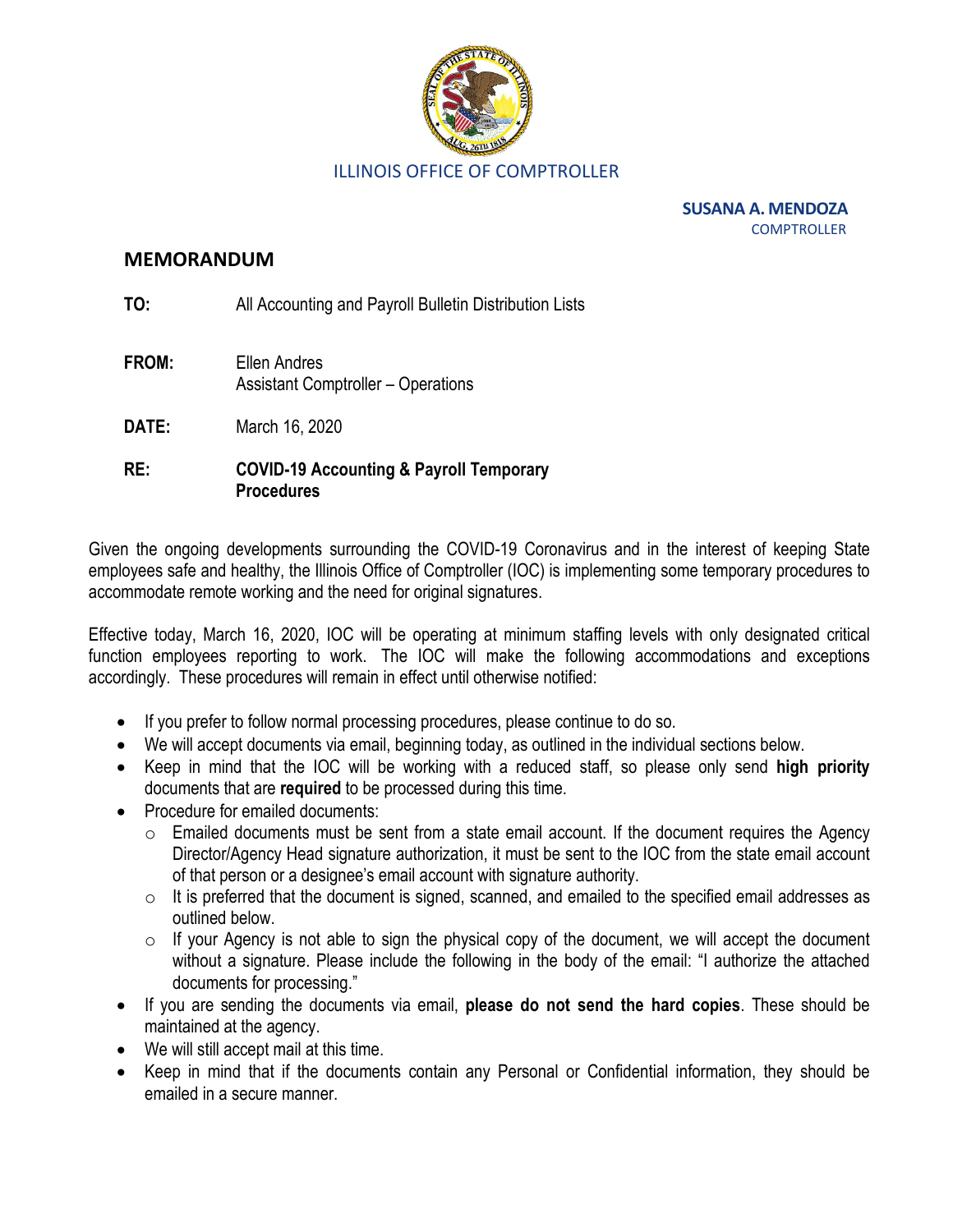ILLINOIS OFFICE OF COMPTROLLER

**SUSANA A. MENDOZA**
COMPTROLLER

## MEMORANDUM

**TO:** All Accounting and Payroll Bulletin Distribution Lists

**FROM:** Ellen Andres
Assistant Comptroller – Operations

**DATE:** March 16, 2020

**RE:** **COVID-19 Accounting & Payroll Temporary Procedures**

Given the ongoing developments surrounding the COVID-19 Coronavirus and in the interest of keeping State employees safe and healthy, the Illinois Office of Comptroller (IOC) is implementing some temporary procedures to accommodate remote working and the need for original signatures.

Effective today, March 16, 2020, IOC will be operating at minimum staffing levels with only designated critical function employees reporting to work. The IOC will make the following accommodations and exceptions accordingly. These procedures will remain in effect until otherwise notified:

- If you prefer to follow normal processing procedures, please continue to do so.
- We will accept documents via email, beginning today, as outlined in the individual sections below.
- Keep in mind that the IOC will be working with a reduced staff, so please only send **high priority** documents that are **required** to be processed during this time.
- Procedure for emailed documents:
  - Emailed documents must be sent from a state email account. If the document requires the Agency Director/Agency Head signature authorization, it must be sent to the IOC from the state email account of that person or a designee's email account with signature authority.
  - It is preferred that the document is signed, scanned, and emailed to the specified email addresses as outlined below.
  - If your Agency is not able to sign the physical copy of the document, we will accept the document without a signature. Please include the following in the body of the email: "I authorize the attached documents for processing."
- If you are sending the documents via email, **please do not send the hard copies**. These should be maintained at the agency.
- We will still accept mail at this time.
- Keep in mind that if the documents contain any Personal or Confidential information, they should be emailed in a secure manner.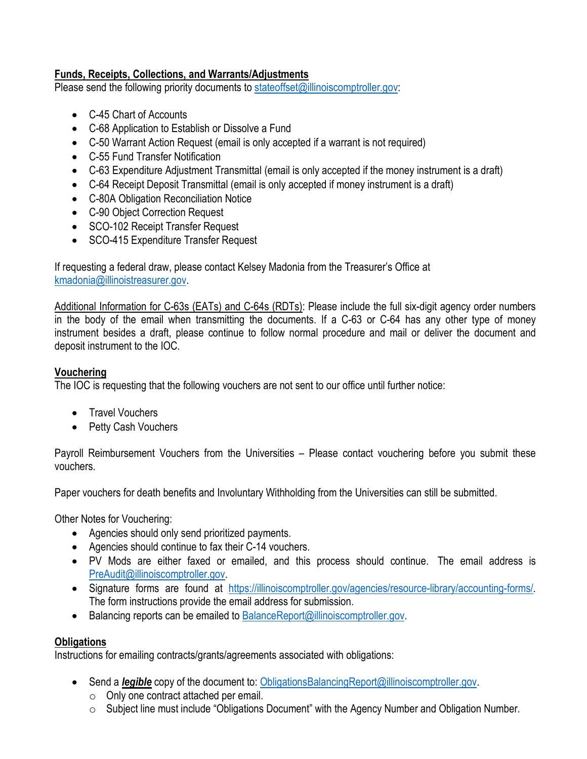## Funds, Receipts, Collections, and Warrants/Adjustments

Please send the following priority documents to stateoffset@illinoiscomptroller.gov:

- C-45 Chart of Accounts
- C-68 Application to Establish or Dissolve a Fund
- C-50 Warrant Action Request (email is only accepted if a warrant is not required)
- C-55 Fund Transfer Notification
- C-63 Expenditure Adjustment Transmittal (email is only accepted if the money instrument is a draft)
- C-64 Receipt Deposit Transmittal (email is only accepted if money instrument is a draft)
- C-80A Obligation Reconciliation Notice
- C-90 Object Correction Request
- SCO-102 Receipt Transfer Request
- SCO-415 Expenditure Transfer Request

If requesting a federal draw, please contact Kelsey Madonia from the Treasurer's Office at kmadonia@illinoistreasurer.gov.

Additional Information for C-63s (EATs) and C-64s (RDTs): Please include the full six-digit agency order numbers in the body of the email when transmitting the documents. If a C-63 or C-64 has any other type of money instrument besides a draft, please continue to follow normal procedure and mail or deliver the document and deposit instrument to the IOC.

## Vouchering

The IOC is requesting that the following vouchers are not sent to our office until further notice:

- Travel Vouchers
- Petty Cash Vouchers

Payroll Reimbursement Vouchers from the Universities – Please contact vouchering before you submit these vouchers.

Paper vouchers for death benefits and Involuntary Withholding from the Universities can still be submitted.

Other Notes for Vouchering:

- Agencies should only send prioritized payments.
- Agencies should continue to fax their C-14 vouchers.
- PV Mods are either faxed or emailed, and this process should continue. The email address is PreAudit@illinoiscomptroller.gov.
- Signature forms are found at https://illinoiscomptroller.gov/agencies/resource-library/accounting-forms/. The form instructions provide the email address for submission.
- Balancing reports can be emailed to BalanceReport@illinoiscomptroller.gov.

## Obligations

Instructions for emailing contracts/grants/agreements associated with obligations:

- Send a ***legible*** copy of the document to: ObligationsBalancingReport@illinoiscomptroller.gov.
  - Only one contract attached per email.
  - Subject line must include "Obligations Document" with the Agency Number and Obligation Number.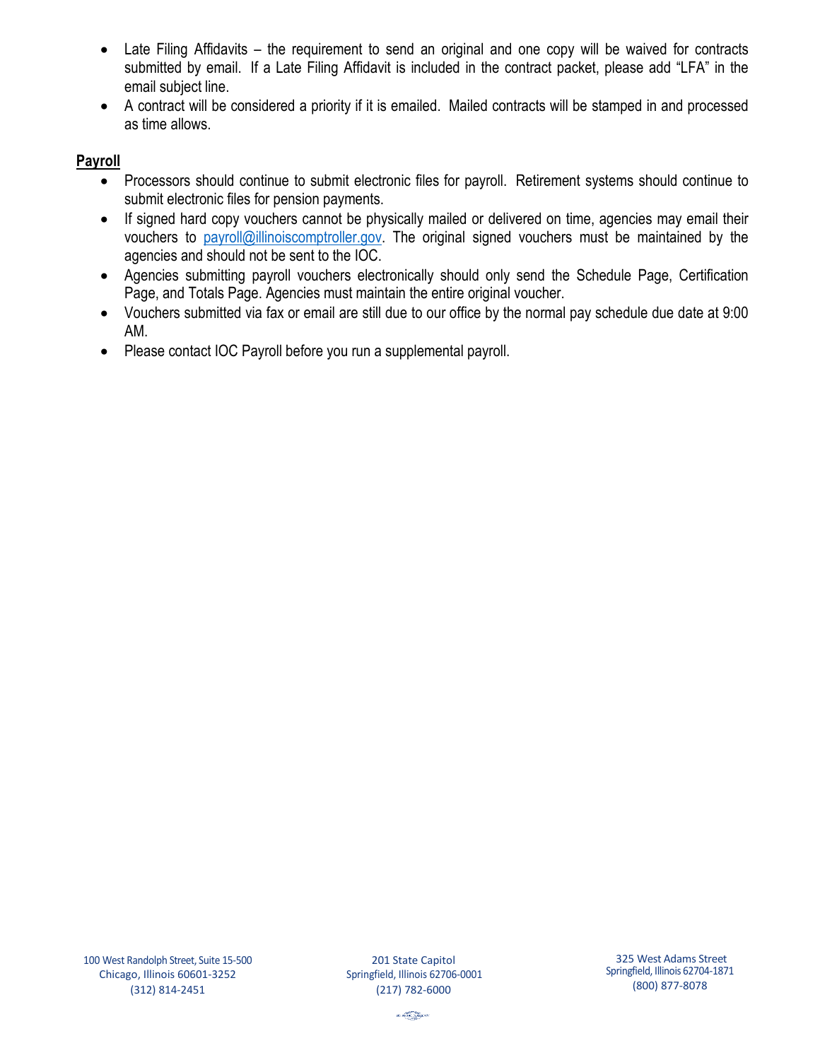- Late Filing Affidavits – the requirement to send an original and one copy will be waived for contracts submitted by email. If a Late Filing Affidavit is included in the contract packet, please add "LFA" in the email subject line.
- A contract will be considered a priority if it is emailed. Mailed contracts will be stamped in and processed as time allows.

**Payroll**

- Processors should continue to submit electronic files for payroll. Retirement systems should continue to submit electronic files for pension payments.
- If signed hard copy vouchers cannot be physically mailed or delivered on time, agencies may email their vouchers to payroll@illinoiscomptroller.gov. The original signed vouchers must be maintained by the agencies and should not be sent to the IOC.
- Agencies submitting payroll vouchers electronically should only send the Schedule Page, Certification Page, and Totals Page. Agencies must maintain the entire original voucher.
- Vouchers submitted via fax or email are still due to our office by the normal pay schedule due date at 9:00 AM.
- Please contact IOC Payroll before you run a supplemental payroll.